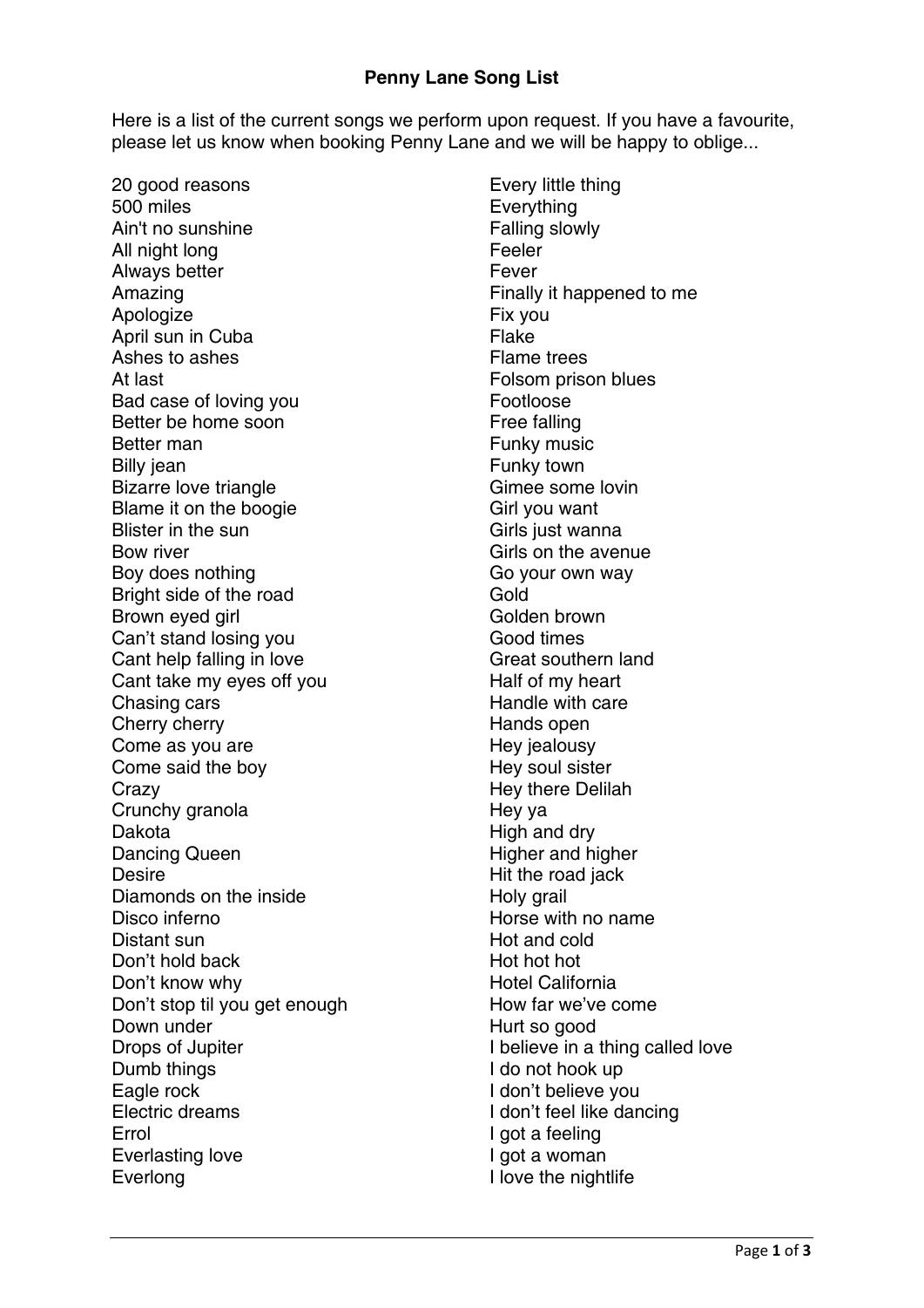# Penny Lane Song List

Here is a list of the current songs we perform upon request. If you have a favourite, please let us know when booking Penny Lane and we will be happy to oblige...

20 good reasons
500 miles
Ain't no sunshine
All night long
Always better
Amazing
Apologize
April sun in Cuba
Ashes to ashes
At last
Bad case of loving you
Better be home soon
Better man
Billy jean
Bizarre love triangle
Blame it on the boogie
Blister in the sun
Bow river
Boy does nothing
Bright side of the road
Brown eyed girl
Can't stand losing you
Cant help falling in love
Cant take my eyes off you
Chasing cars
Cherry cherry
Come as you are
Come said the boy
Crazy
Crunchy granola
Dakota
Dancing Queen
Desire
Diamonds on the inside
Disco inferno
Distant sun
Don't hold back
Don't know why
Don't stop til you get enough
Down under
Drops of Jupiter
Dumb things
Eagle rock
Electric dreams
Errol
Everlasting love
Everlong
Every little thing
Everything
Falling slowly
Feeler
Fever
Finally it happened to me
Fix you
Flake
Flame trees
Folsom prison blues
Footloose
Free falling
Funky music
Funky town
Gimee some lovin
Girl you want
Girls just wanna
Girls on the avenue
Go your own way
Gold
Golden brown
Good times
Great southern land
Half of my heart
Handle with care
Hands open
Hey jealousy
Hey soul sister
Hey there Delilah
Hey ya
High and dry
Higher and higher
Hit the road jack
Holy grail
Horse with no name
Hot and cold
Hot hot hot
Hotel California
How far we've come
Hurt so good
I believe in a thing called love
I do not hook up
I don't believe you
I don't feel like dancing
I got a feeling
I got a woman
I love the nightlife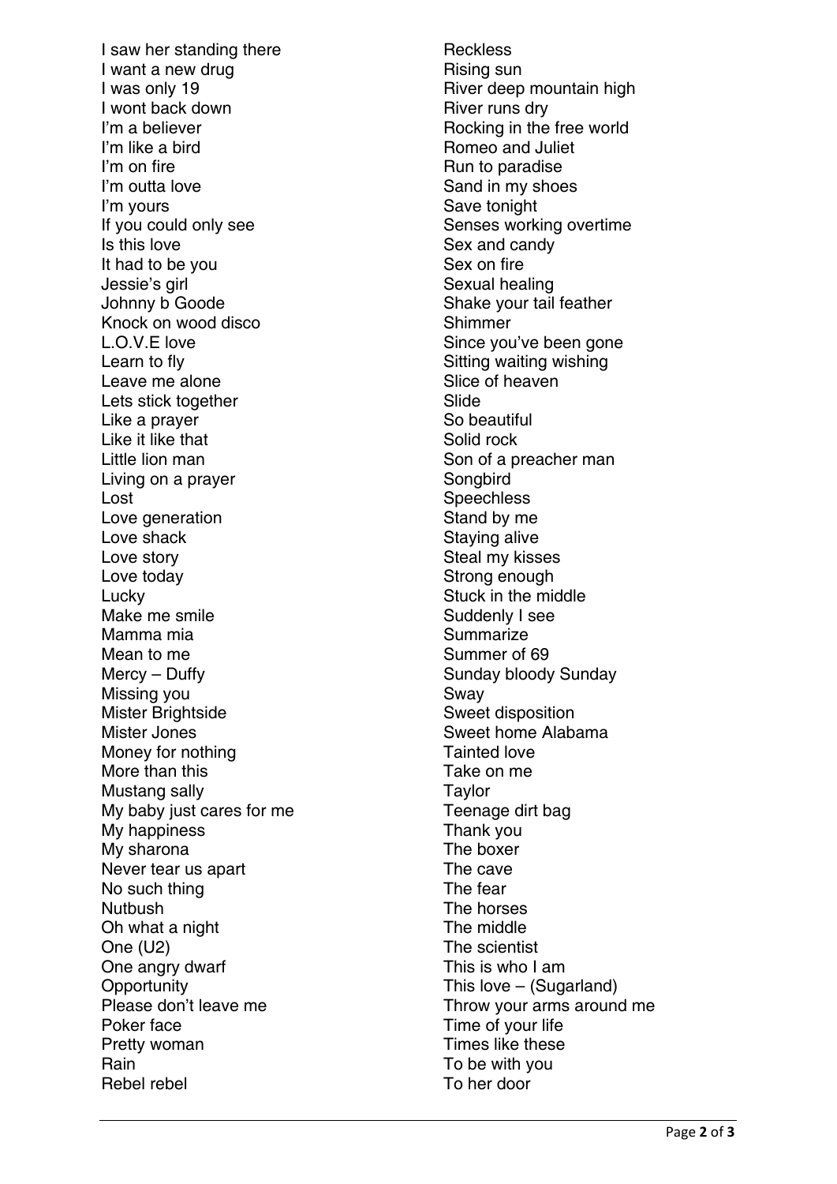I saw her standing there
I want a new drug
I was only 19
I wont back down
I'm a believer
I'm like a bird
I'm on fire
I'm outta love
I'm yours
If you could only see
Is this love
It had to be you
Jessie's girl
Johnny b Goode
Knock on wood disco
L.O.V.E love
Learn to fly
Leave me alone
Lets stick together
Like a prayer
Like it like that
Little lion man
Living on a prayer
Lost
Love generation
Love shack
Love story
Love today
Lucky
Make me smile
Mamma mia
Mean to me
Mercy – Duffy
Missing you
Mister Brightside
Mister Jones
Money for nothing
More than this
Mustang sally
My baby just cares for me
My happiness
My sharona
Never tear us apart
No such thing
Nutbush
Oh what a night
One (U2)
One angry dwarf
Opportunity
Please don't leave me
Poker face
Pretty woman
Rain
Rebel rebel
Reckless
Rising sun
River deep mountain high
River runs dry
Rocking in the free world
Romeo and Juliet
Run to paradise
Sand in my shoes
Save tonight
Senses working overtime
Sex and candy
Sex on fire
Sexual healing
Shake your tail feather
Shimmer
Since you've been gone
Sitting waiting wishing
Slice of heaven
Slide
So beautiful
Solid rock
Son of a preacher man
Songbird
Speechless
Stand by me
Staying alive
Steal my kisses
Strong enough
Stuck in the middle
Suddenly I see
Summarize
Summer of 69
Sunday bloody Sunday
Sway
Sweet disposition
Sweet home Alabama
Tainted love
Take on me
Taylor
Teenage dirt bag
Thank you
The boxer
The cave
The fear
The horses
The middle
The scientist
This is who I am
This love – (Sugarland)
Throw your arms around me
Time of your life
Times like these
To be with you
To her door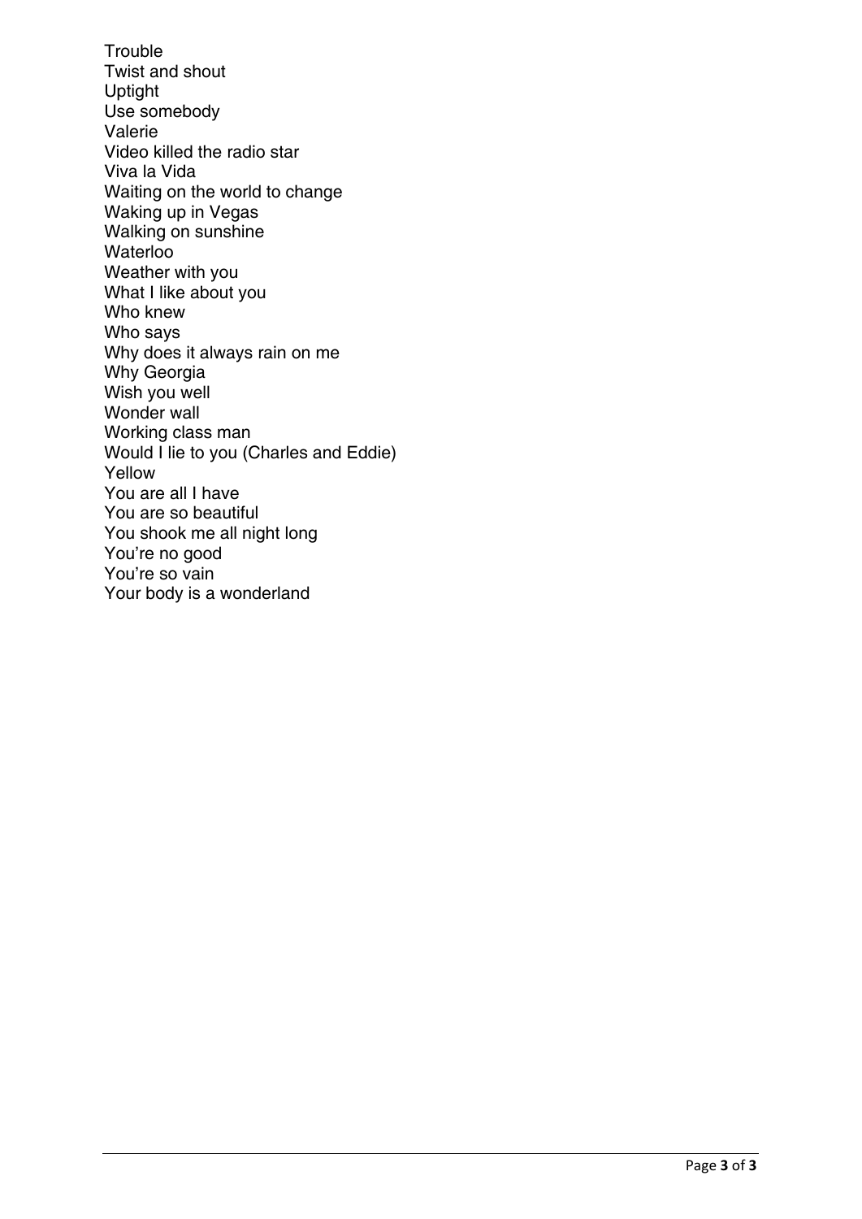Trouble
Twist and shout
Uptight
Use somebody
Valerie
Video killed the radio star
Viva la Vida
Waiting on the world to change
Waking up in Vegas
Walking on sunshine
Waterloo
Weather with you
What I like about you
Who knew
Who says
Why does it always rain on me
Why Georgia
Wish you well
Wonder wall
Working class man
Would I lie to you (Charles and Eddie)
Yellow
You are all I have
You are so beautiful
You shook me all night long
You're no good
You're so vain
Your body is a wonderland